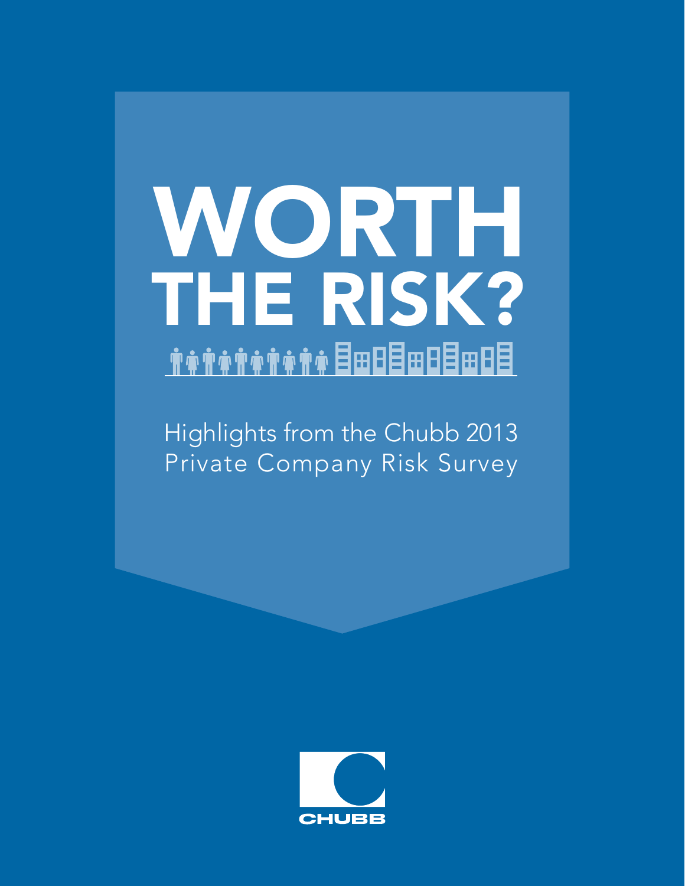# WORTH THE RISK?

Highlights from the Chubb 2013 Private Company Risk Survey

CHUBB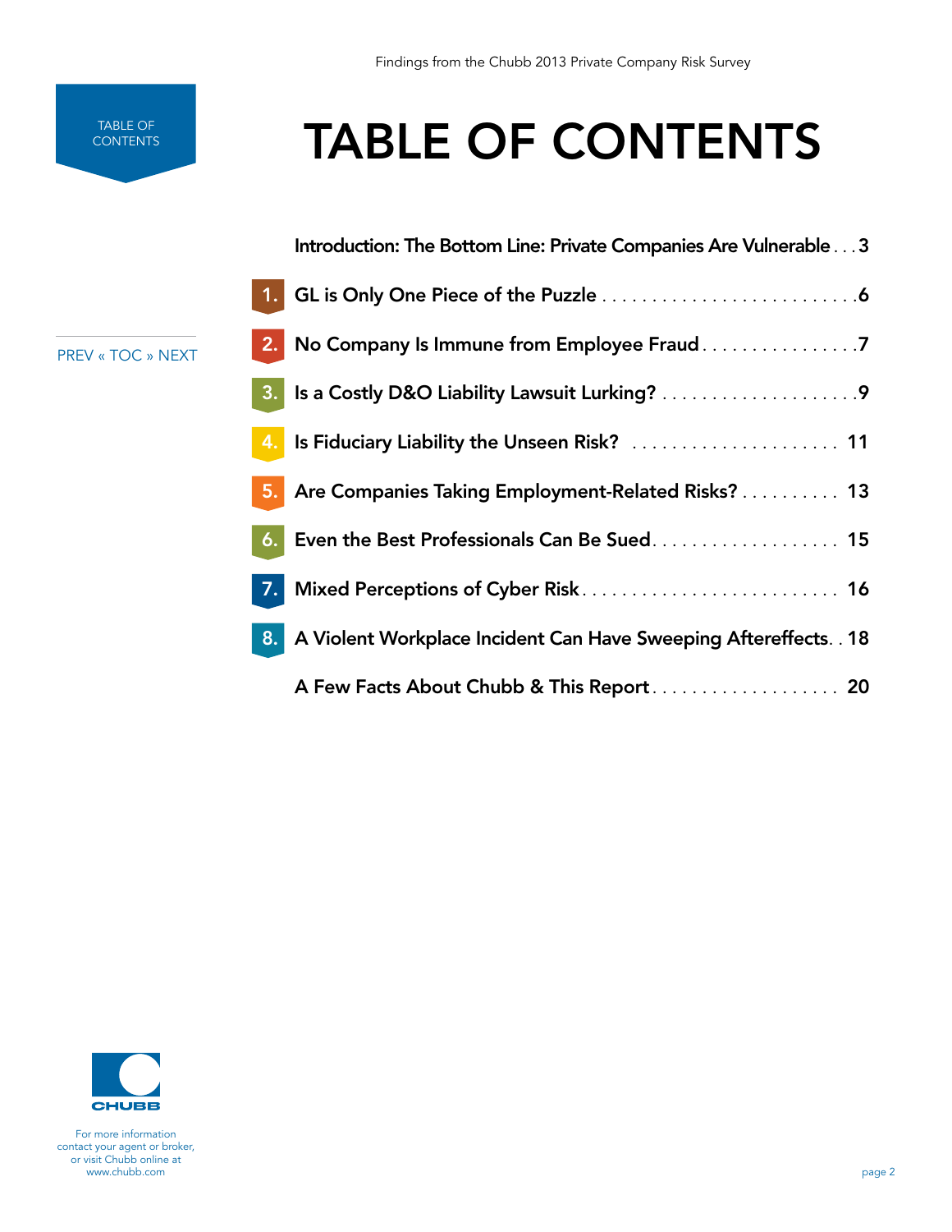# TABLE OF CONTENTS

Introduction: The Bottom Line: Private Companies Are Vulnerable . . . 3

1. GL is Only One Piece of the Puzzle . . . 6
2. No Company Is Immune from Employee Fraud . . . 7
3. Is a Costly D&O Liability Lawsuit Lurking? . . . 9
4. Is Fiduciary Liability the Unseen Risk? . . . 11
5. Are Companies Taking Employment-Related Risks? . . . 13
6. Even the Best Professionals Can Be Sued . . . 15
7. Mixed Perceptions of Cyber Risk . . . 16
8. A Violent Workplace Incident Can Have Sweeping Aftereffects . . . 18

A Few Facts About Chubb & This Report . . . 20

For more information contact your agent or broker, or visit Chubb online at www.chubb.com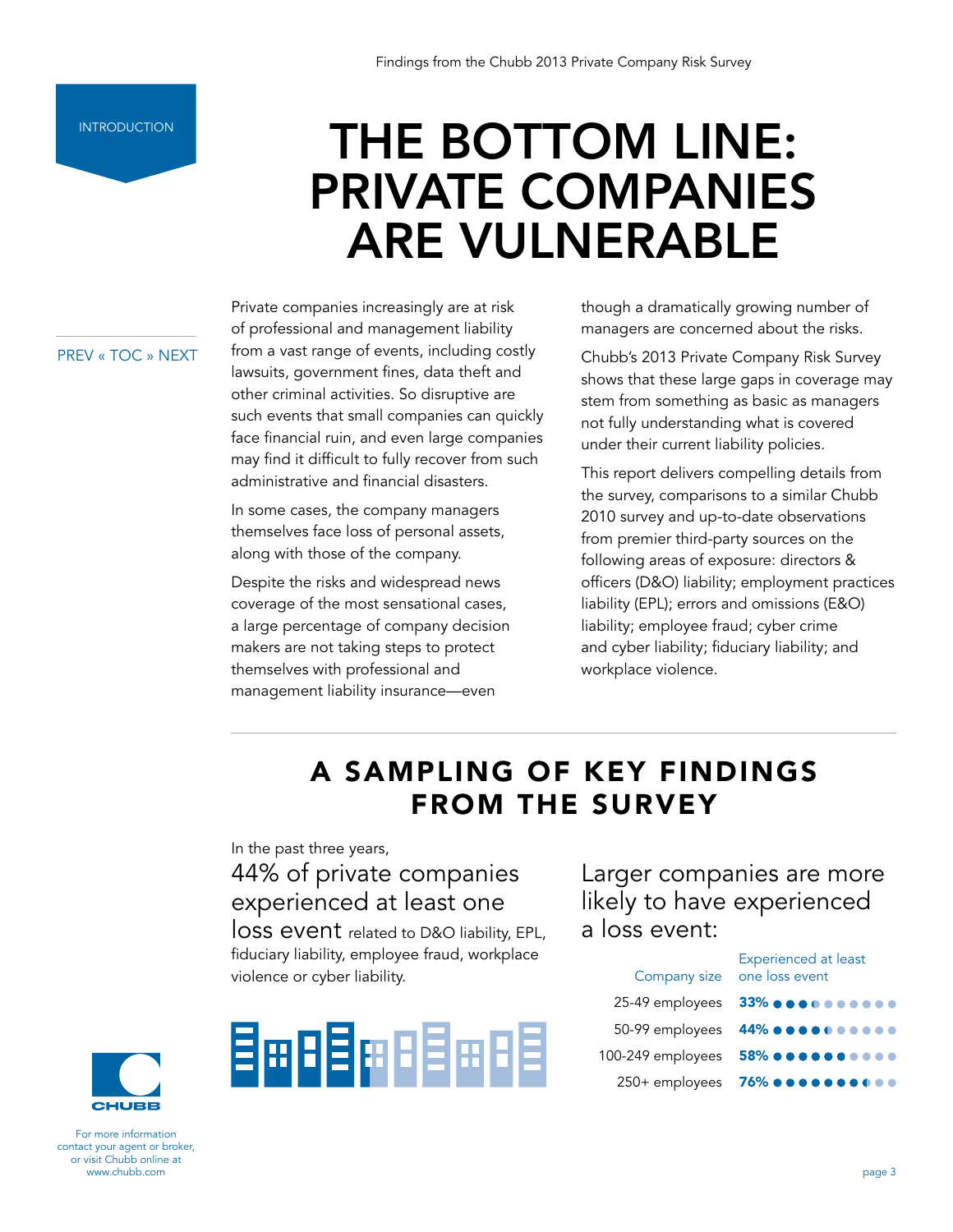INTRODUCTION

# THE BOTTOM LINE: PRIVATE COMPANIES ARE VULNERABLE

PREV « TOC » NEXT

Private companies increasingly are at risk of professional and management liability from a vast range of events, including costly lawsuits, government fines, data theft and other criminal activities. So disruptive are such events that small companies can quickly face financial ruin, and even large companies may find it difficult to fully recover from such administrative and financial disasters.

In some cases, the company managers themselves face loss of personal assets, along with those of the company.

Despite the risks and widespread news coverage of the most sensational cases, a large percentage of company decision makers are not taking steps to protect themselves with professional and management liability insurance—even though a dramatically growing number of managers are concerned about the risks.

Chubb's 2013 Private Company Risk Survey shows that these large gaps in coverage may stem from something as basic as managers not fully understanding what is covered under their current liability policies.

This report delivers compelling details from the survey, comparisons to a similar Chubb 2010 survey and up-to-date observations from premier third-party sources on the following areas of exposure: directors & officers (D&O) liability; employment practices liability (EPL); errors and omissions (E&O) liability; employee fraud; cyber crime and cyber liability; fiduciary liability; and workplace violence.

## A SAMPLING OF KEY FINDINGS FROM THE SURVEY

In the past three years,

44% of private companies experienced at least one loss event related to D&O liability, EPL, fiduciary liability, employee fraud, workplace violence or cyber liability.

Larger companies are more likely to have experienced a loss event:

Company size
Experienced at least one loss event

25-49 employees 33%
50-99 employees 44%
100-249 employees 58%
250+ employees 76%

CHUBB

For more information contact your agent or broker, or visit Chubb online at www.chubb.com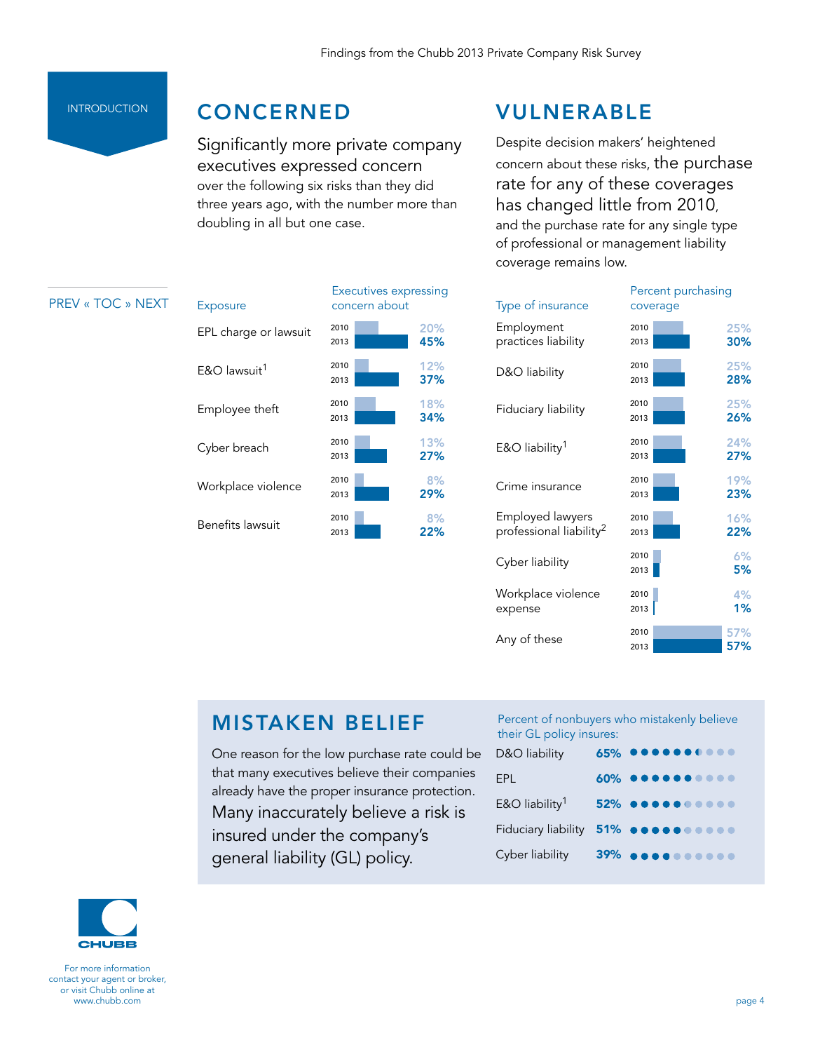INTRODUCTION

PREV « TOC » NEXT

## CONCERNED

Significantly more private company executives expressed concern over the following six risks than they did three years ago, with the number more than doubling in all but one case.

| Exposure | Executives expressing concern about 2010 | 2013 |
| --- | --- | --- |
| EPL charge or lawsuit | 20% | 45% |
| E&O lawsuit[1] | 12% | 37% |
| Employee theft | 18% | 34% |
| Cyber breach | 13% | 27% |
| Workplace violence | 8% | 29% |
| Benefits lawsuit | 8% | 22% |

## VULNERABLE

Despite decision makers' heightened concern about these risks, the purchase rate for any of these coverages has changed little from 2010, and the purchase rate for any single type of professional or management liability coverage remains low.

| Type of insurance | Percent purchasing coverage 2010 | 2013 |
| --- | --- | --- |
| Employment practices liability | 25% | 30% |
| D&O liability | 25% | 28% |
| Fiduciary liability | 25% | 26% |
| E&O liability[1] | 24% | 27% |
| Crime insurance | 19% | 23% |
| Employed lawyers professional liability[2] | 16% | 22% |
| Cyber liability | 6% | 5% |
| Workplace violence expense | 4% | 1% |
| Any of these | 57% | 57% |

## MISTAKEN BELIEF

One reason for the low purchase rate could be that many executives believe their companies already have the proper insurance protection. Many inaccurately believe a risk is insured under the company's general liability (GL) policy.

| Percent of nonbuyers who mistakenly believe their GL policy insures: | |
| --- | --- |
| D&O liability | 65% |
| EPL | 60% |
| E&O liability[1] | 52% |
| Fiduciary liability | 51% |
| Cyber liability | 39% |

CHUBB

For more information contact your agent or broker, or visit Chubb online at www.chubb.com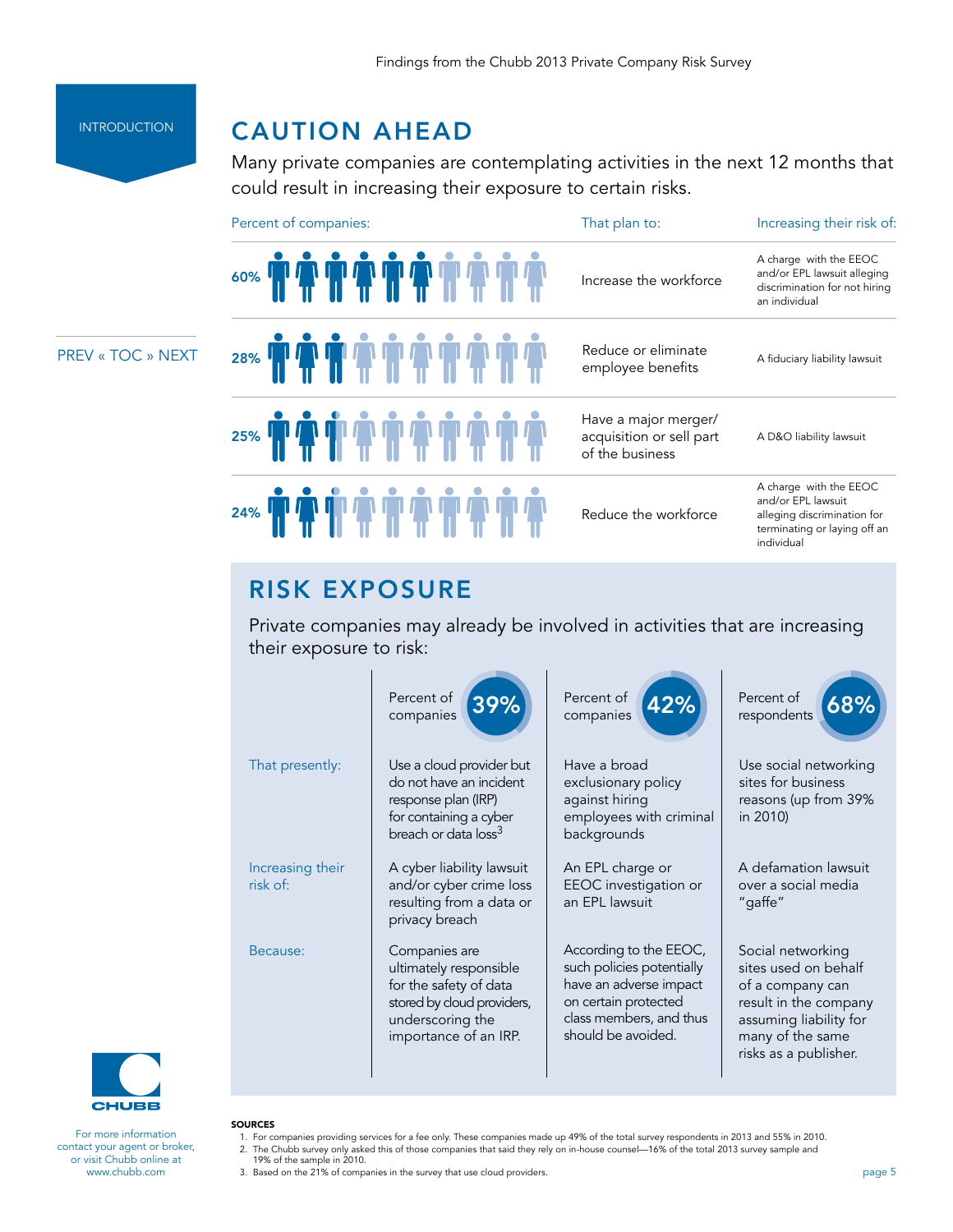INTRODUCTION

# CAUTION AHEAD

Many private companies are contemplating activities in the next 12 months that could result in increasing their exposure to certain risks.

| Percent of companies: | That plan to: | Increasing their risk of: |
|---|---|---|
| 60% | Increase the workforce | A charge with the EEOC and/or EPL lawsuit alleging discrimination for not hiring an individual |
| 28% | Reduce or eliminate employee benefits | A fiduciary liability lawsuit |
| 25% | Have a major merger/ acquisition or sell part of the business | A D&O liability lawsuit |
| 24% | Reduce the workforce | A charge with the EEOC and/or EPL lawsuit alleging discrimination for terminating or laying off an individual |

PREV « TOC » NEXT

# RISK EXPOSURE

Private companies may already be involved in activities that are increasing their exposure to risk:

| | Percent of companies 39% | Percent of companies 42% | Percent of respondents 68% |
|---|---|---|---|
| That presently: | Use a cloud provider but do not have an incident response plan (IRP) for containing a cyber breach or data loss[3] | Have a broad exclusionary policy against hiring employees with criminal backgrounds | Use social networking sites for business reasons (up from 39% in 2010) |
| Increasing their risk of: | A cyber liability lawsuit and/or cyber crime loss resulting from a data or privacy breach | An EPL charge or EEOC investigation or an EPL lawsuit | A defamation lawsuit over a social media "gaffe" |
| Because: | Companies are ultimately responsible for the safety of data stored by cloud providers, underscoring the importance of an IRP. | According to the EEOC, such policies potentially have an adverse impact on certain protected class members, and thus should be avoided. | Social networking sites used on behalf of a company can result in the company assuming liability for many of the same risks as a publisher. |

CHUBB

For more information contact your agent or broker, or visit Chubb online at www.chubb.com

**SOURCES**

1. For companies providing services for a fee only. These companies made up 49% of the total survey respondents in 2013 and 55% in 2010.
2. The Chubb survey only asked this of those companies that said they rely on in-house counsel—16% of the total 2013 survey sample and 19% of the sample in 2010.
3. Based on the 21% of companies in the survey that use cloud providers.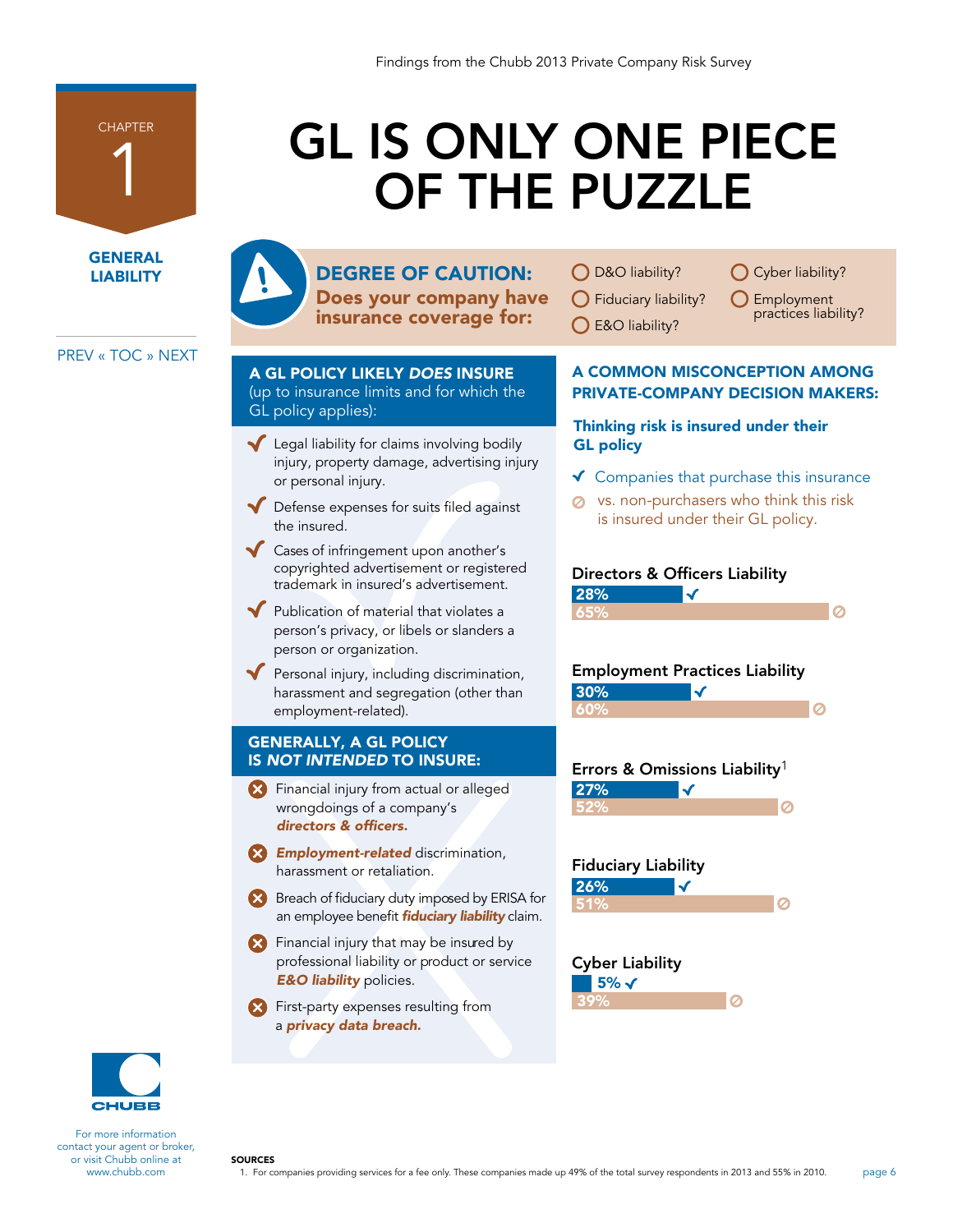CHAPTER 1

**GENERAL LIABILITY**

PREV « TOC » NEXT

# GL IS ONLY ONE PIECE OF THE PUZZLE

## DEGREE OF CAUTION: Does your company have insurance coverage for:

- D&O liability?
- Fiduciary liability?
- E&O liability?
- Cyber liability?
- Employment practices liability?

### A GL POLICY LIKELY *DOES* INSURE (up to insurance limits and for which the GL policy applies):

- Legal liability for claims involving bodily injury, property damage, advertising injury or personal injury.
- Defense expenses for suits filed against the insured.
- Cases of infringement upon another's copyrighted advertisement or registered trademark in insured's advertisement.
- Publication of material that violates a person's privacy, or libels or slanders a person or organization.
- Personal injury, including discrimination, harassment and segregation (other than employment-related).

### GENERALLY, A GL POLICY IS *NOT INTENDED* TO INSURE:

- Financial injury from actual or alleged wrongdoings of a company's ***directors & officers.***
- ***Employment-related*** discrimination, harassment or retaliation.
- Breach of fiduciary duty imposed by ERISA for an employee benefit ***fiduciary liability*** claim.
- Financial injury that may be insured by professional liability or product or service ***E&O liability*** policies.
- First-party expenses resulting from a ***privacy data breach.***

### A COMMON MISCONCEPTION AMONG PRIVATE-COMPANY DECISION MAKERS:

**Thinking risk is insured under their GL policy**

- ✓ Companies that purchase this insurance
- ⊘ vs. non-purchasers who think this risk is insured under their GL policy.

Directors & Officers Liability
28% ✓
65% ⊘

Employment Practices Liability
30% ✓
60% ⊘

Errors & Omissions Liability[1]
27% ✓
52% ⊘

Fiduciary Liability
26% ✓
51% ⊘

Cyber Liability
5% ✓
39% ⊘

For more information contact your agent or broker, or visit Chubb online at www.chubb.com

**SOURCES**

1. For companies providing services for a fee only. These companies made up 49% of the total survey respondents in 2013 and 55% in 2010.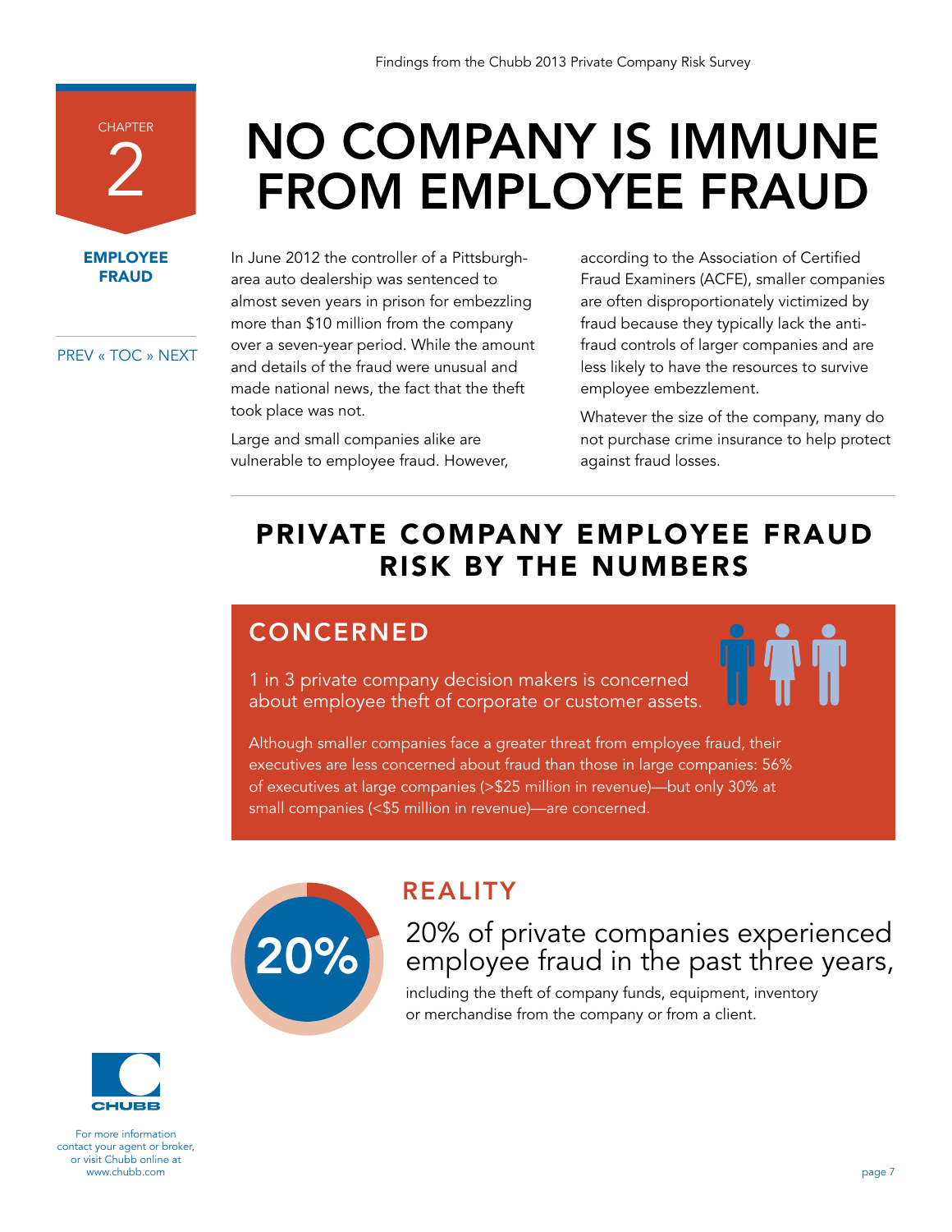CHAPTER 2

**EMPLOYEE FRAUD**

PREV « TOC » NEXT

# NO COMPANY IS IMMUNE FROM EMPLOYEE FRAUD

In June 2012 the controller of a Pittsburgh-area auto dealership was sentenced to almost seven years in prison for embezzling more than $10 million from the company over a seven-year period. While the amount and details of the fraud were unusual and made national news, the fact that the theft took place was not.

Large and small companies alike are vulnerable to employee fraud. However, according to the Association of Certified Fraud Examiners (ACFE), smaller companies are often disproportionately victimized by fraud because they typically lack the anti-fraud controls of larger companies and are less likely to have the resources to survive employee embezzlement.

Whatever the size of the company, many do not purchase crime insurance to help protect against fraud losses.

## PRIVATE COMPANY EMPLOYEE FRAUD RISK BY THE NUMBERS

### CONCERNED

1 in 3 private company decision makers is concerned about employee theft of corporate or customer assets.

Although smaller companies face a greater threat from employee fraud, their executives are less concerned about fraud than those in large companies: 56% of executives at large companies (>$25 million in revenue)—but only 30% at small companies (<$5 million in revenue)—are concerned.

### REALITY

20%

20% of private companies experienced employee fraud in the past three years,

including the theft of company funds, equipment, inventory or merchandise from the company or from a client.

For more information contact your agent or broker, or visit Chubb online at www.chubb.com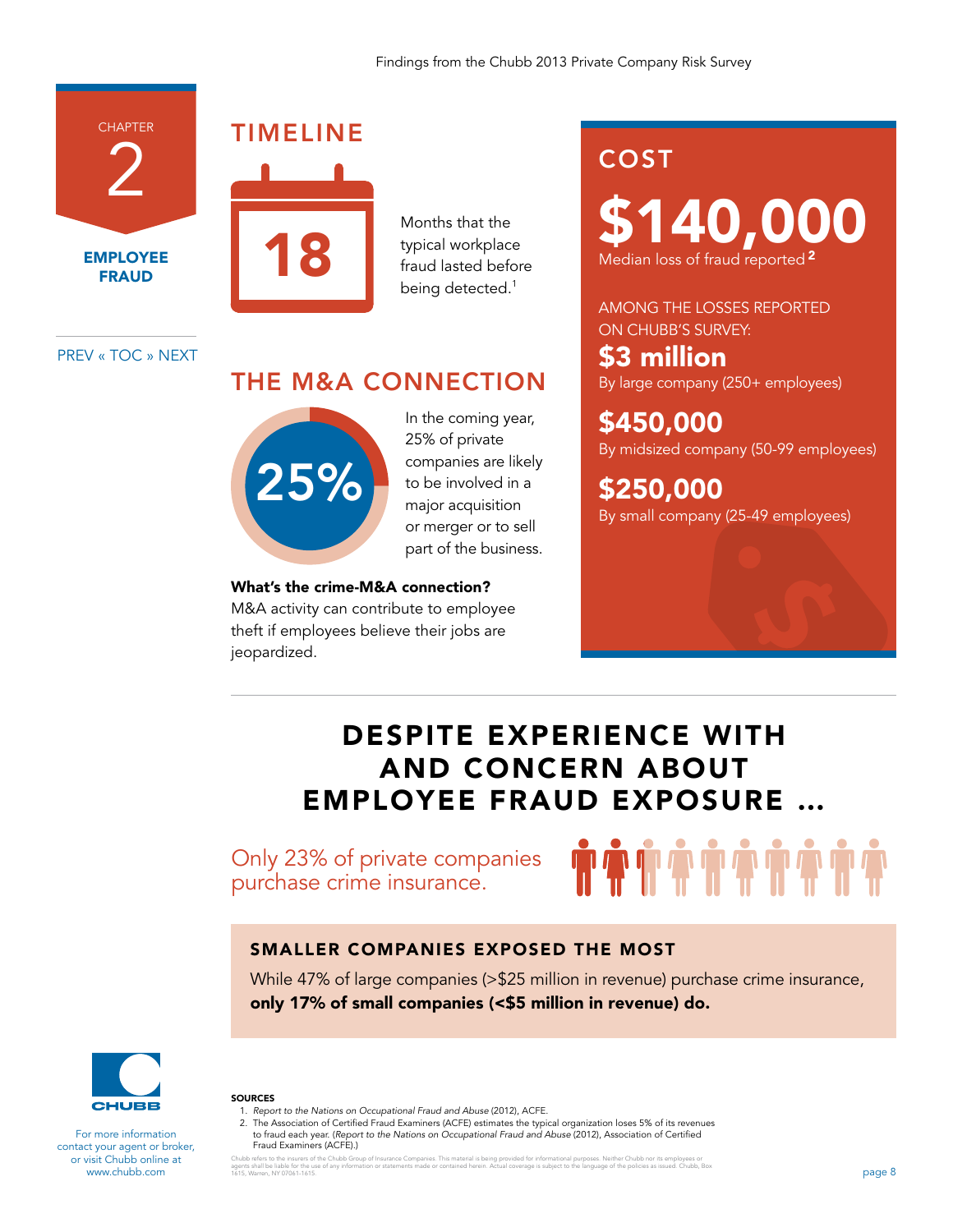CHAPTER 2

**EMPLOYEE FRAUD**

PREV « TOC » NEXT

## TIMELINE

18

Months that the typical workplace fraud lasted before being detected.[1]

## THE M&A CONNECTION

25%

In the coming year, 25% of private companies are likely to be involved in a major acquisition or merger or to sell part of the business.

**What's the crime-M&A connection?**
M&A activity can contribute to employee theft if employees believe their jobs are jeopardized.

## COST

**$140,000**
Median loss of fraud reported[2]

AMONG THE LOSSES REPORTED ON CHUBB'S SURVEY:

**$3 million**
By large company (250+ employees)

**$450,000**
By midsized company (50-99 employees)

**$250,000**
By small company (25-49 employees)

## DESPITE EXPERIENCE WITH AND CONCERN ABOUT EMPLOYEE FRAUD EXPOSURE ...

Only 23% of private companies purchase crime insurance.

### SMALLER COMPANIES EXPOSED THE MOST

While 47% of large companies (>$25 million in revenue) purchase crime insurance, **only 17% of small companies (<$5 million in revenue) do.**

For more information contact your agent or broker, or visit Chubb online at www.chubb.com

**SOURCES**

1. *Report to the Nations on Occupational Fraud and Abuse* (2012), ACFE.
2. The Association of Certified Fraud Examiners (ACFE) estimates the typical organization loses 5% of its revenues to fraud each year. (*Report to the Nations on Occupational Fraud and Abuse* (2012), Association of Certified Fraud Examiners (ACFE).)

Chubb refers to the insurers of the Chubb Group of Insurance Companies. This material is being provided for informational purposes. Neither Chubb nor its employees or agents shall be liable for the use of any information or statements made or contained herein. Actual coverage is subject to the language of the policies as issued. Chubb, Box 1615, Warren, NY 07061-1615.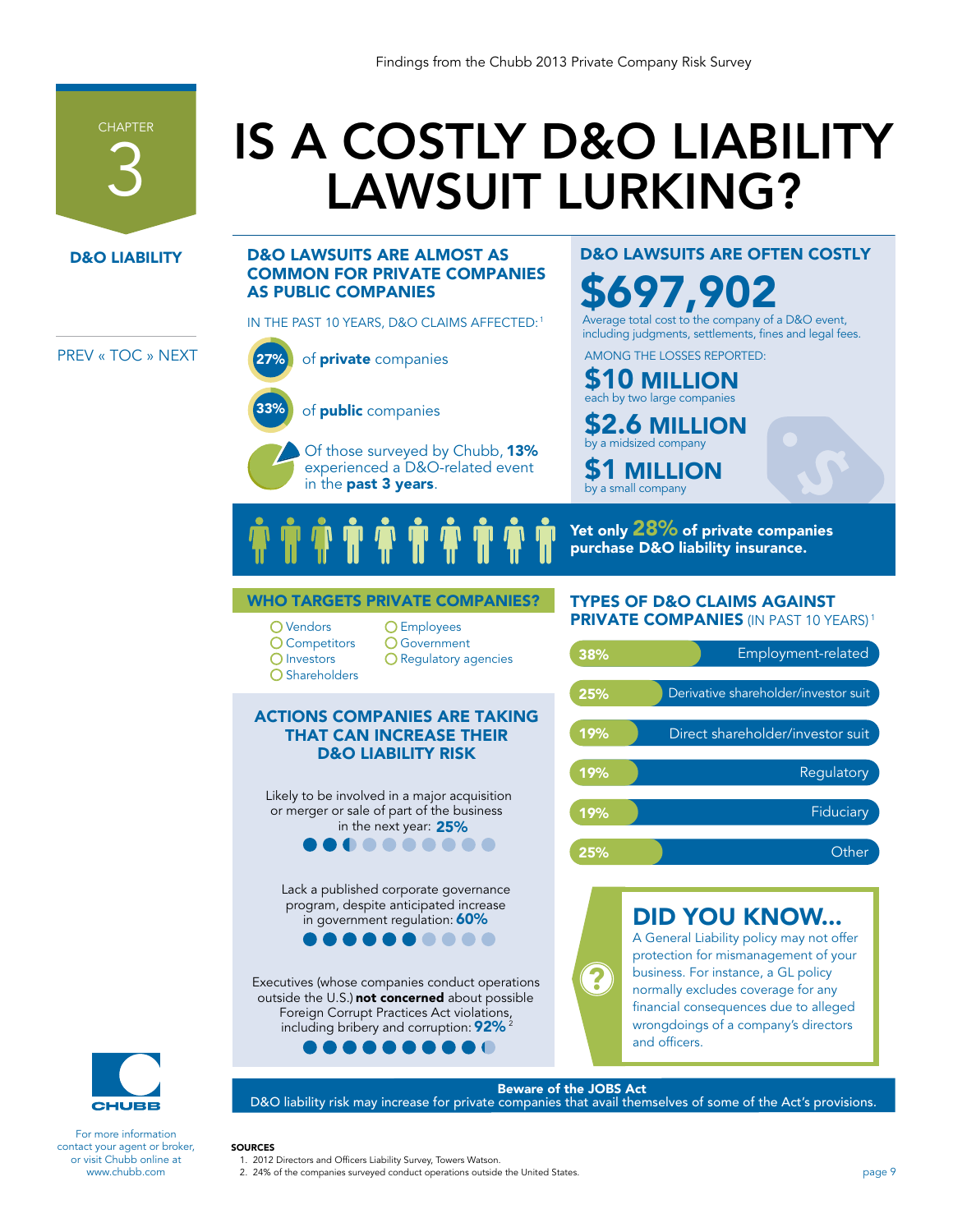CHAPTER 3

**D&O LIABILITY**

PREV « TOC » NEXT

# IS A COSTLY D&O LIABILITY LAWSUIT LURKING?

## D&O LAWSUITS ARE ALMOST AS COMMON FOR PRIVATE COMPANIES AS PUBLIC COMPANIES

IN THE PAST 10 YEARS, D&O CLAIMS AFFECTED:[1]

27% of **private** companies

33% of **public** companies

Of those surveyed by Chubb, **13%** experienced a D&O-related event in the **past 3 years**.

## D&O LAWSUITS ARE OFTEN COSTLY

**$697,902**

Average total cost to the company of a D&O event, including judgments, settlements, fines and legal fees.

AMONG THE LOSSES REPORTED:

**$10 MILLION** each by two large companies

**$2.6 MILLION** by a midsized company

**$1 MILLION** by a small company

**Yet only 28% of private companies purchase D&O liability insurance.**

## WHO TARGETS PRIVATE COMPANIES?

- Vendors
- Competitors
- Investors
- Shareholders
- Employees
- Government
- Regulatory agencies

## ACTIONS COMPANIES ARE TAKING THAT CAN INCREASE THEIR D&O LIABILITY RISK

Likely to be involved in a major acquisition or merger or sale of part of the business in the next year: **25%**

Lack a published corporate governance program, despite anticipated increase in government regulation: **60%**

Executives (whose companies conduct operations outside the U.S.) **not concerned** about possible Foreign Corrupt Practices Act violations, including bribery and corruption: **92%**[2]

## TYPES OF D&O CLAIMS AGAINST PRIVATE COMPANIES (IN PAST 10 YEARS)[1]

38% Employment-related

25% Derivative shareholder/investor suit

19% Direct shareholder/investor suit

19% Regulatory

19% Fiduciary

25% Other

## DID YOU KNOW...

A General Liability policy may not offer protection for mismanagement of your business. For instance, a GL policy normally excludes coverage for any financial consequences due to alleged wrongdoings of a company's directors and officers.

**Beware of the JOBS Act**
D&O liability risk may increase for private companies that avail themselves of some of the Act's provisions.

CHUBB

For more information contact your agent or broker, or visit Chubb online at www.chubb.com

**SOURCES**

1. 2012 Directors and Officers Liability Survey, Towers Watson.
2. 24% of the companies surveyed conduct operations outside the United States.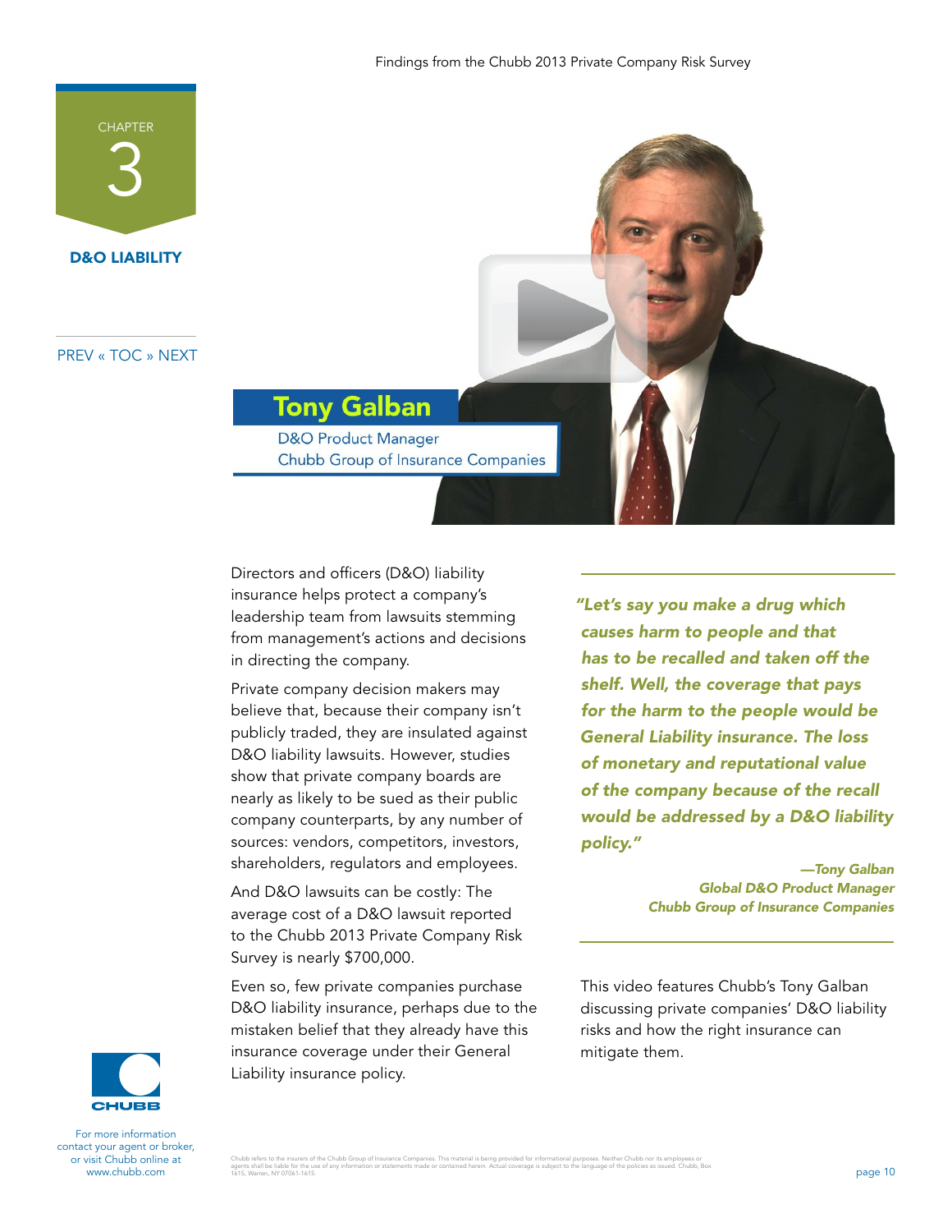CHAPTER 3

## D&O LIABILITY

PREV « TOC » NEXT

**Tony Galban**
D&O Product Manager
Chubb Group of Insurance Companies

Directors and officers (D&O) liability insurance helps protect a company's leadership team from lawsuits stemming from management's actions and decisions in directing the company.

Private company decision makers may believe that, because their company isn't publicly traded, they are insulated against D&O liability lawsuits. However, studies show that private company boards are nearly as likely to be sued as their public company counterparts, by any number of sources: vendors, competitors, investors, shareholders, regulators and employees.

And D&O lawsuits can be costly: The average cost of a D&O lawsuit reported to the Chubb 2013 Private Company Risk Survey is nearly $700,000.

Even so, few private companies purchase D&O liability insurance, perhaps due to the mistaken belief that they already have this insurance coverage under their General Liability insurance policy.

***"Let's say you make a drug which causes harm to people and that has to be recalled and taken off the shelf. Well, the coverage that pays for the harm to the people would be General Liability insurance. The loss of monetary and reputational value of the company because of the recall would be addressed by a D&O liability policy."***

***—Tony Galban***
***Global D&O Product Manager***
***Chubb Group of Insurance Companies***

This video features Chubb's Tony Galban discussing private companies' D&O liability risks and how the right insurance can mitigate them.

For more information contact your agent or broker, or visit Chubb online at www.chubb.com

Chubb refers to the insurers of the Chubb Group of Insurance Companies. This material is being provided for informational purposes. Neither Chubb nor its employees or agents shall be liable for the use of any information or statements made or contained herein. Actual coverage is subject to the language of the policies as issued. Chubb, Box 1615, Warren, NY 07061-1615.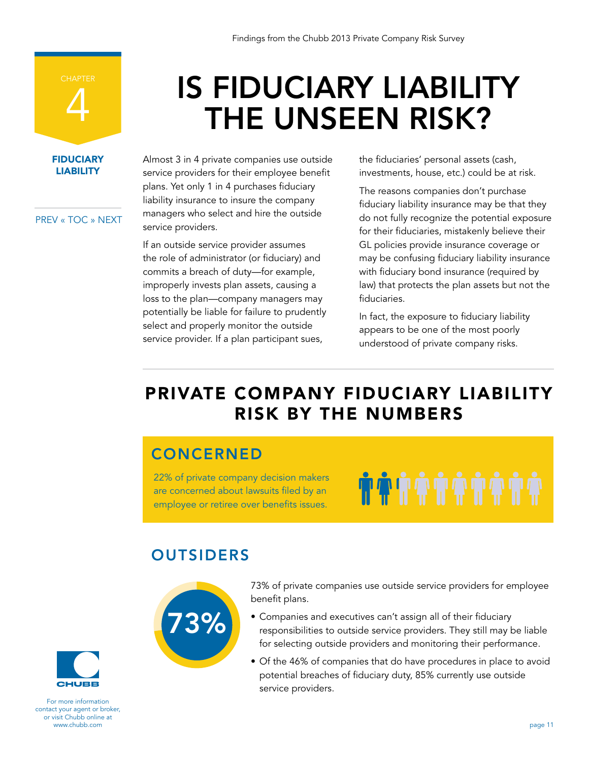CHAPTER 4

**FIDUCIARY LIABILITY**

PREV « TOC » NEXT

# IS FIDUCIARY LIABILITY THE UNSEEN RISK?

Almost 3 in 4 private companies use outside service providers for their employee benefit plans. Yet only 1 in 4 purchases fiduciary liability insurance to insure the company managers who select and hire the outside service providers.

If an outside service provider assumes the role of administrator (or fiduciary) and commits a breach of duty—for example, improperly invests plan assets, causing a loss to the plan—company managers may potentially be liable for failure to prudently select and properly monitor the outside service provider. If a plan participant sues, the fiduciaries' personal assets (cash, investments, house, etc.) could be at risk.

The reasons companies don't purchase fiduciary liability insurance may be that they do not fully recognize the potential exposure for their fiduciaries, mistakenly believe their GL policies provide insurance coverage or may be confusing fiduciary liability insurance with fiduciary bond insurance (required by law) that protects the plan assets but not the fiduciaries.

In fact, the exposure to fiduciary liability appears to be one of the most poorly understood of private company risks.

## PRIVATE COMPANY FIDUCIARY LIABILITY RISK BY THE NUMBERS

### CONCERNED

22% of private company decision makers are concerned about lawsuits filed by an employee or retiree over benefits issues.

### OUTSIDERS

73%

73% of private companies use outside service providers for employee benefit plans.

- Companies and executives can't assign all of their fiduciary responsibilities to outside service providers. They still may be liable for selecting outside providers and monitoring their performance.
- Of the 46% of companies that do have procedures in place to avoid potential breaches of fiduciary duty, 85% currently use outside service providers.

CHUBB

For more information contact your agent or broker, or visit Chubb online at www.chubb.com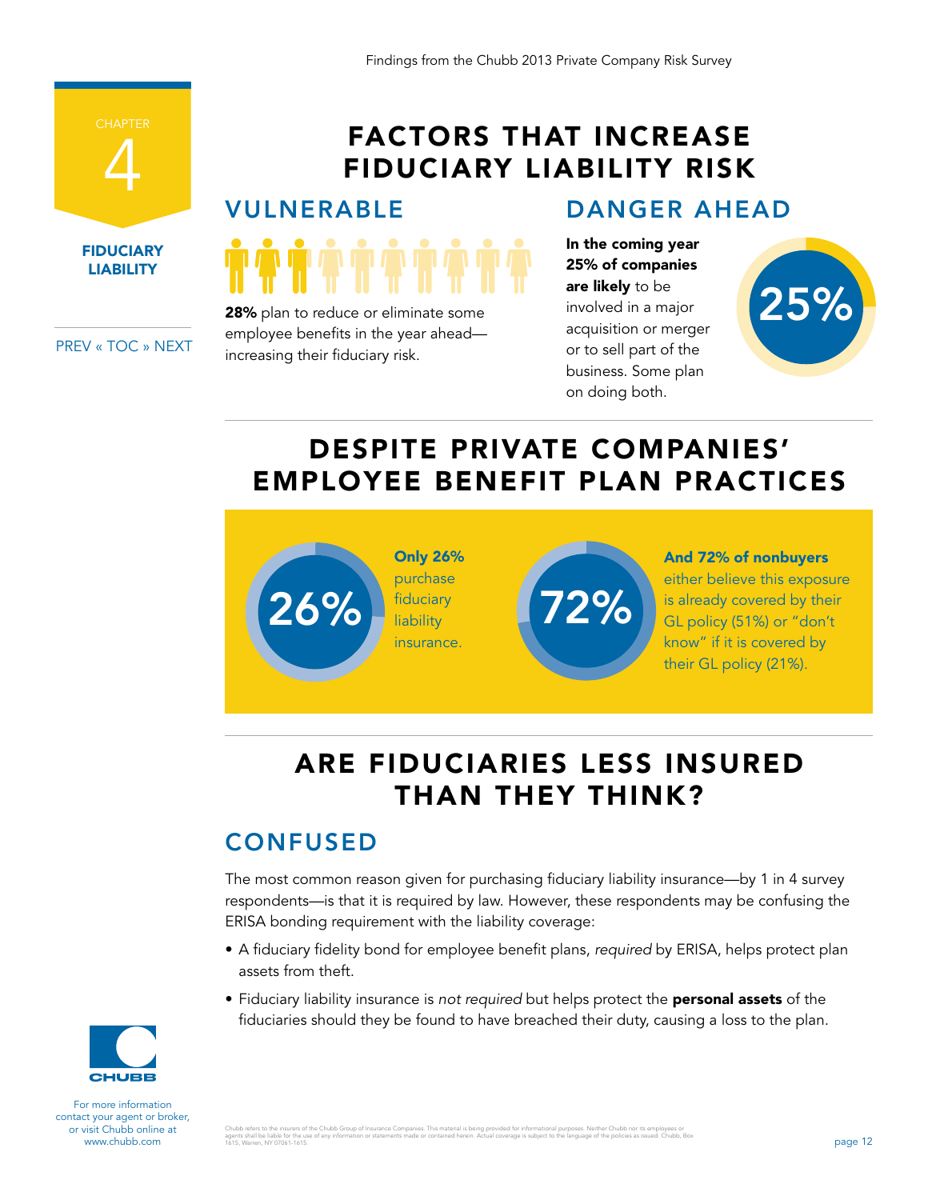CHAPTER 4

**FIDUCIARY LIABILITY**

PREV « TOC » NEXT

# FACTORS THAT INCREASE FIDUCIARY LIABILITY RISK

## VULNERABLE

**28%** plan to reduce or eliminate some employee benefits in the year ahead—increasing their fiduciary risk.

## DANGER AHEAD

**In the coming year 25% of companies are likely** to be involved in a major acquisition or merger or to sell part of the business. Some plan on doing both.

25%

# DESPITE PRIVATE COMPANIES' EMPLOYEE BENEFIT PLAN PRACTICES

26%

**Only 26%** purchase fiduciary liability insurance.

72%

**And 72% of nonbuyers** either believe this exposure is already covered by their GL policy (51%) or "don't know" if it is covered by their GL policy (21%).

# ARE FIDUCIARIES LESS INSURED THAN THEY THINK?

## CONFUSED

The most common reason given for purchasing fiduciary liability insurance—by 1 in 4 survey respondents—is that it is required by law. However, these respondents may be confusing the ERISA bonding requirement with the liability coverage:

- A fiduciary fidelity bond for employee benefit plans, *required* by ERISA, helps protect plan assets from theft.
- Fiduciary liability insurance is *not required* but helps protect the **personal assets** of the fiduciaries should they be found to have breached their duty, causing a loss to the plan.

CHUBB

For more information contact your agent or broker, or visit Chubb online at www.chubb.com

Chubb refers to the insurers of the Chubb Group of Insurance Companies. This material is being provided for informational purposes. Neither Chubb nor its employees or agents shall be liable for the use of any information or statements made or contained herein. Actual coverage is subject to the language of the policies as issued. Chubb, Box 1615, Warren, NY 07061-1615.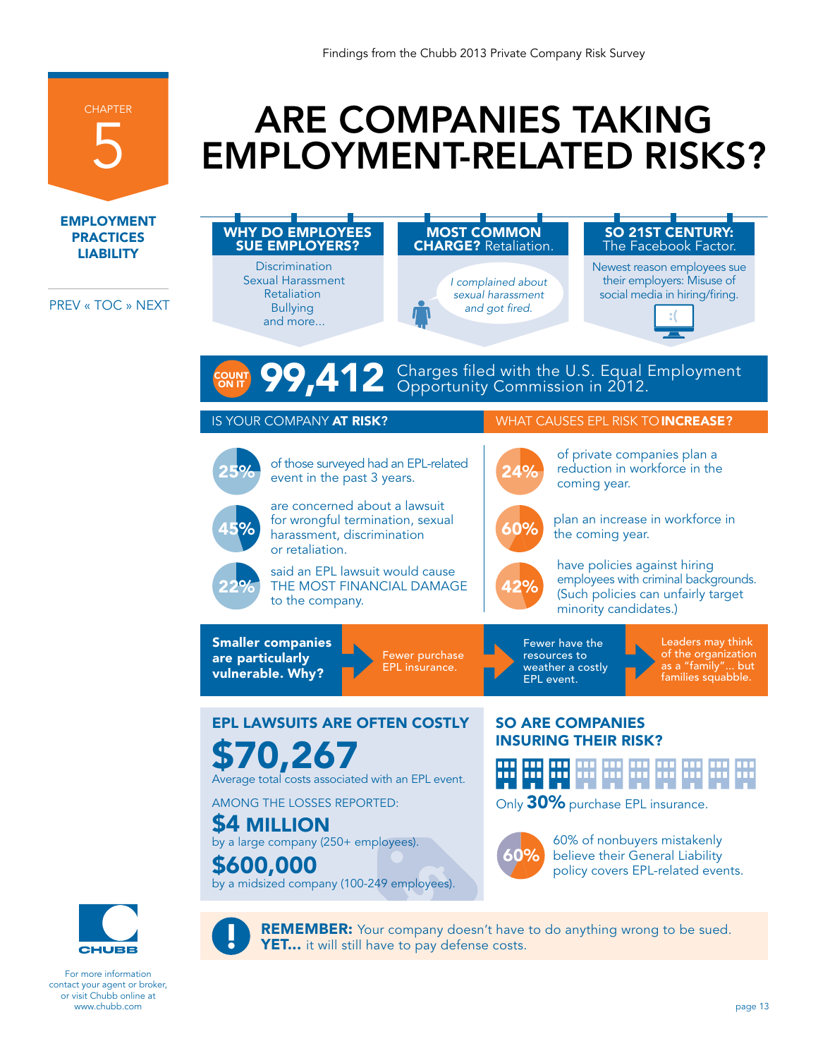CHAPTER 5

**EMPLOYMENT PRACTICES LIABILITY**

PREV « TOC » NEXT

# ARE COMPANIES TAKING EMPLOYMENT-RELATED RISKS?

**WHY DO EMPLOYEES SUE EMPLOYERS?**

Discrimination
Sexual Harassment
Retaliation
Bullying
and more...

**MOST COMMON CHARGE?** Retaliation.

*I complained about sexual harassment and got fired.*

**SO 21ST CENTURY:** The Facebook Factor.

Newest reason employees sue their employers: Misuse of social media in hiring/firing.

COUNT ON IT **99,412** Charges filed with the U.S. Equal Employment Opportunity Commission in 2012.

## IS YOUR COMPANY **AT RISK?**

**25%** of those surveyed had an EPL-related event in the past 3 years.

**45%** are concerned about a lawsuit for wrongful termination, sexual harassment, discrimination or retaliation.

**22%** said an EPL lawsuit would cause THE MOST FINANCIAL DAMAGE to the company.

## WHAT CAUSES EPL RISK TO **INCREASE?**

**24%** of private companies plan a reduction in workforce in the coming year.

**60%** plan an increase in workforce in the coming year.

**42%** have policies against hiring employees with criminal backgrounds. (Such policies can unfairly target minority candidates.)

**Smaller companies are particularly vulnerable. Why?** → Fewer purchase EPL insurance. → Fewer have the resources to weather a costly EPL event. → Leaders may think of the organization as a "family"... but families squabble.

## EPL LAWSUITS ARE OFTEN COSTLY

**$70,267**
Average total costs associated with an EPL event.

AMONG THE LOSSES REPORTED:

**$4 MILLION**
by a large company (250+ employees).

**$600,000**
by a midsized company (100-249 employees).

## SO ARE COMPANIES INSURING THEIR RISK?

Only **30%** purchase EPL insurance.

**60%** 60% of nonbuyers mistakenly believe their General Liability policy covers EPL-related events.

**REMEMBER:** Your company doesn't have to do anything wrong to be sued.
**YET...** it will still have to pay defense costs.

For more information contact your agent or broker, or visit Chubb online at www.chubb.com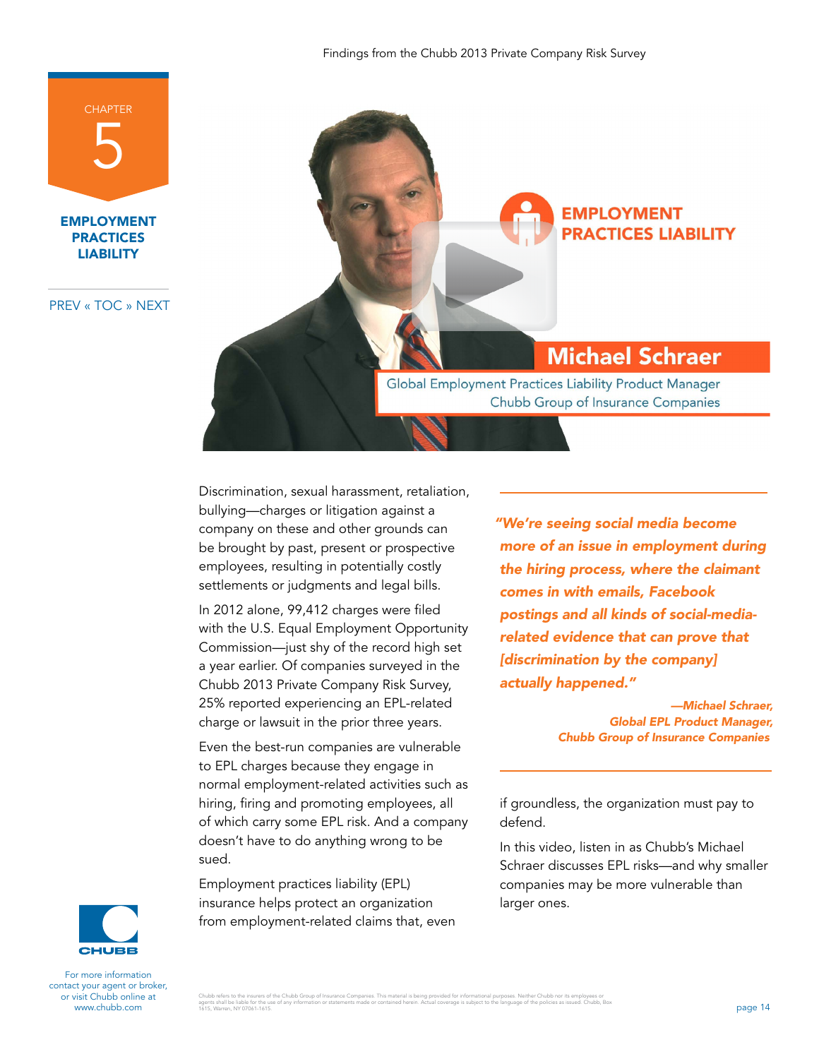CHAPTER 5

## EMPLOYMENT PRACTICES LIABILITY

PREV « TOC » NEXT

EMPLOYMENT PRACTICES LIABILITY

**Michael Schraer**
Global Employment Practices Liability Product Manager
Chubb Group of Insurance Companies

Discrimination, sexual harassment, retaliation, bullying—charges or litigation against a company on these and other grounds can be brought by past, present or prospective employees, resulting in potentially costly settlements or judgments and legal bills.

In 2012 alone, 99,412 charges were filed with the U.S. Equal Employment Opportunity Commission—just shy of the record high set a year earlier. Of companies surveyed in the Chubb 2013 Private Company Risk Survey, 25% reported experiencing an EPL-related charge or lawsuit in the prior three years.

Even the best-run companies are vulnerable to EPL charges because they engage in normal employment-related activities such as hiring, firing and promoting employees, all of which carry some EPL risk. And a company doesn't have to do anything wrong to be sued.

Employment practices liability (EPL) insurance helps protect an organization from employment-related claims that, even if groundless, the organization must pay to defend.

In this video, listen in as Chubb's Michael Schraer discusses EPL risks—and why smaller companies may be more vulnerable than larger ones.

> ***"We're seeing social media become more of an issue in employment during the hiring process, where the claimant comes in with emails, Facebook postings and all kinds of social-media-related evidence that can prove that [discrimination by the company] actually happened."***
>
> ***—Michael Schraer, Global EPL Product Manager, Chubb Group of Insurance Companies***

For more information contact your agent or broker, or visit Chubb online at www.chubb.com

Chubb refers to the insurers of the Chubb Group of Insurance Companies. This material is being provided for informational purposes. Neither Chubb nor its employees or agents shall be liable for the use of any information or statements made or contained herein. Actual coverage is subject to the language of the policies as issued. Chubb, Box 1615, Warren, NY 07061-1615.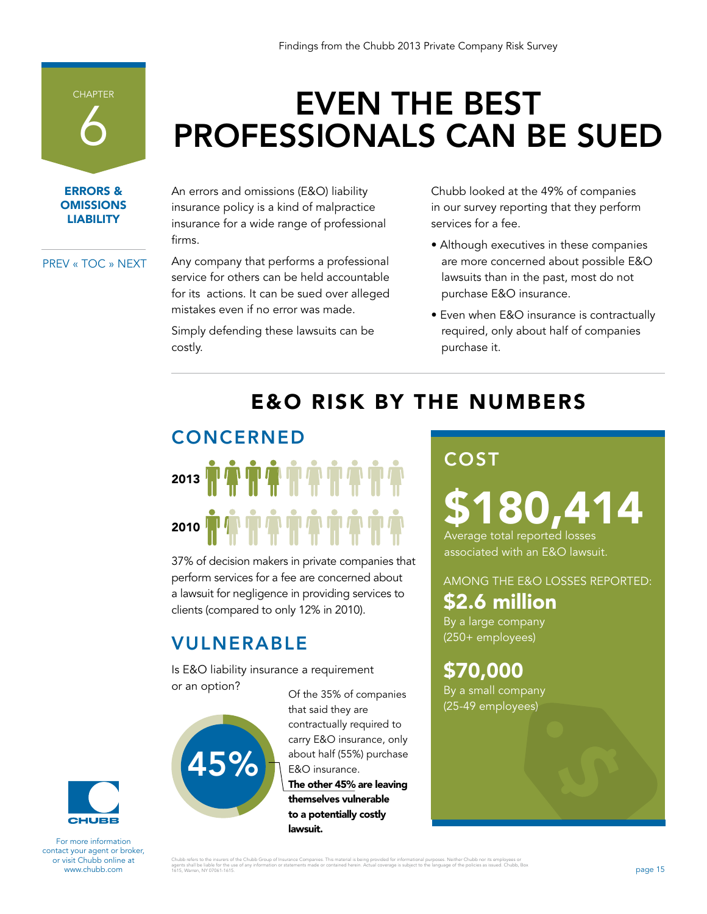CHAPTER

6

**ERRORS & OMISSIONS LIABILITY**

PREV « TOC » NEXT

# EVEN THE BEST PROFESSIONALS CAN BE SUED

An errors and omissions (E&O) liability insurance policy is a kind of malpractice insurance for a wide range of professional firms.

Any company that performs a professional service for others can be held accountable for its actions. It can be sued over alleged mistakes even if no error was made.

Simply defending these lawsuits can be costly.

Chubb looked at the 49% of companies in our survey reporting that they perform services for a fee.

- Although executives in these companies are more concerned about possible E&O lawsuits than in the past, most do not purchase E&O insurance.
- Even when E&O insurance is contractually required, only about half of companies purchase it.

## E&O RISK BY THE NUMBERS

### CONCERNED

2013

2010

37% of decision makers in private companies that perform services for a fee are concerned about a lawsuit for negligence in providing services to clients (compared to only 12% in 2010).

### VULNERABLE

Is E&O liability insurance a requirement or an option?

45%

Of the 35% of companies that said they are contractually required to carry E&O insurance, only about half (55%) purchase E&O insurance.

**The other 45% are leaving themselves vulnerable to a potentially costly lawsuit.**

### COST

**$180,414**

Average total reported losses associated with an E&O lawsuit.

AMONG THE E&O LOSSES REPORTED:

**$2.6 million**

By a large company (250+ employees)

**$70,000**

By a small company (25-49 employees)

For more information contact your agent or broker, or visit Chubb online at www.chubb.com

Chubb refers to the insurers of the Chubb Group of Insurance Companies. This material is being provided for informational purposes. Neither Chubb nor its employees or agents shall be liable for the use of any information or statements made or contained herein. Actual coverage is subject to the language of the policies as issued. Chubb, Box 1615, Warren, NY 07061-1615.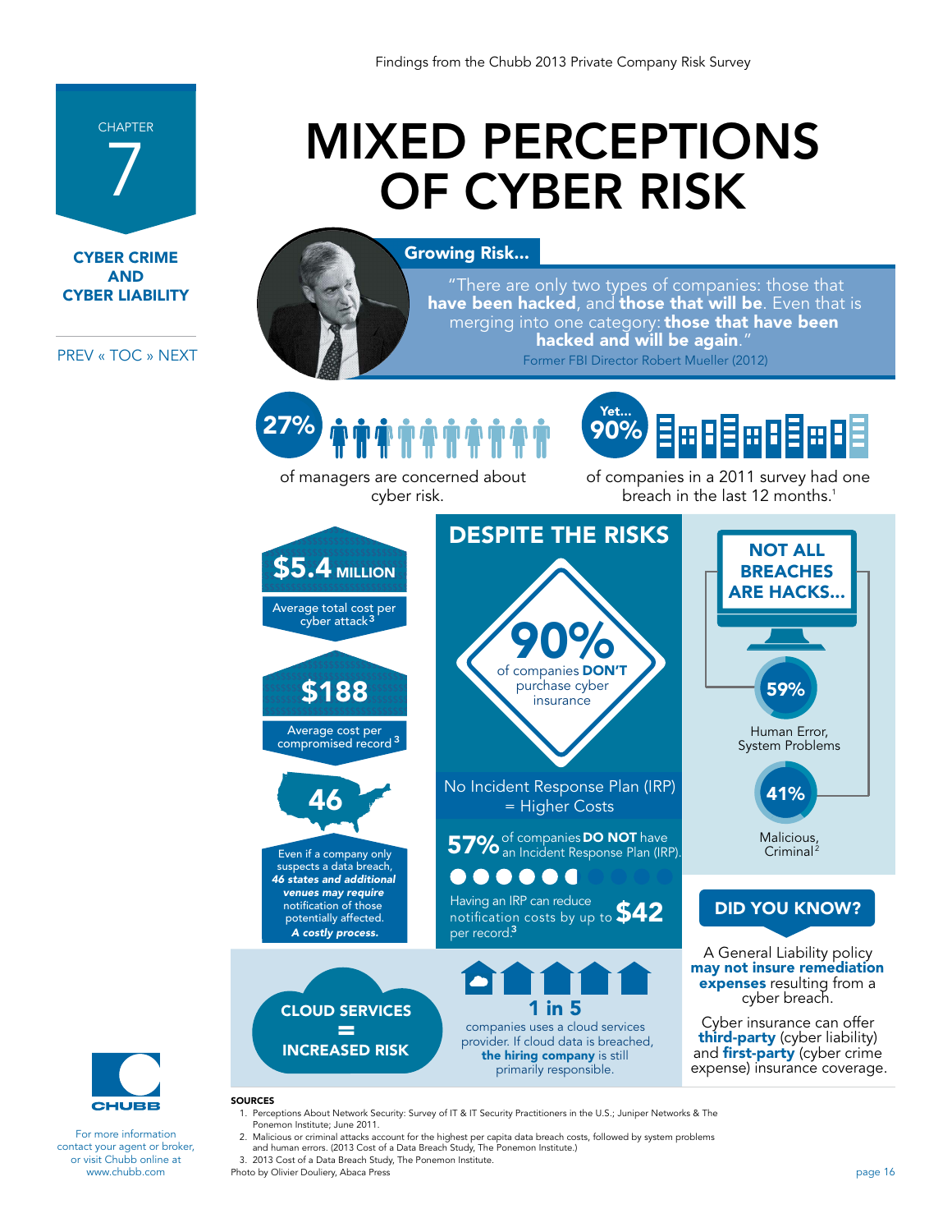Findings from the Chubb 2013 Private Company Risk Survey

CHAPTER 7

**CYBER CRIME AND CYBER LIABILITY**

PREV « TOC » NEXT

# MIXED PERCEPTIONS OF CYBER RISK

## Growing Risk...

"There are only two types of companies: those that **have been hacked**, and **those that will be**. Even that is merging into one category: **those that have been hacked and will be again**."

Former FBI Director Robert Mueller (2012)

**27%** of managers are concerned about cyber risk.

**Yet... 90%** of companies in a 2011 survey had one breach in the last 12 months.[1]

**$5.4 MILLION**
Average total cost per cyber attack[3]

**$188**
Average cost per compromised record[3]

**46**
Even if a company only suspects a data breach, ***46 states and additional venues may require*** notification of those potentially affected. ***A costly process.***

## DESPITE THE RISKS

**90%** of companies **DON'T** purchase cyber insurance

No Incident Response Plan (IRP) = Higher Costs

**57%** of companies **DO NOT** have an Incident Response Plan (IRP).

Having an IRP can reduce notification costs by up to **$42** per record.[3]

## NOT ALL BREACHES ARE HACKS...

**59%** Human Error, System Problems

**41%** Malicious, Criminal[2]

## DID YOU KNOW?

A General Liability policy **may not insure remediation expenses** resulting from a cyber breach.

Cyber insurance can offer **third-party** (cyber liability) and **first-party** (cyber crime expense) insurance coverage.

**CLOUD SERVICES = INCREASED RISK**

**1 in 5** companies uses a cloud services provider. If cloud data is breached, **the hiring company** is still primarily responsible.

**SOURCES**

1. Perceptions About Network Security: Survey of IT & IT Security Practitioners in the U.S.; Juniper Networks & The Ponemon Institute; June 2011.
2. Malicious or criminal attacks account for the highest per capita data breach costs, followed by system problems and human errors. (2013 Cost of a Data Breach Study, The Ponemon Institute.)
3. 2013 Cost of a Data Breach Study, The Ponemon Institute.

Photo by Olivier Douliery, Abaca Press

CHUBB

For more information contact your agent or broker, or visit Chubb online at www.chubb.com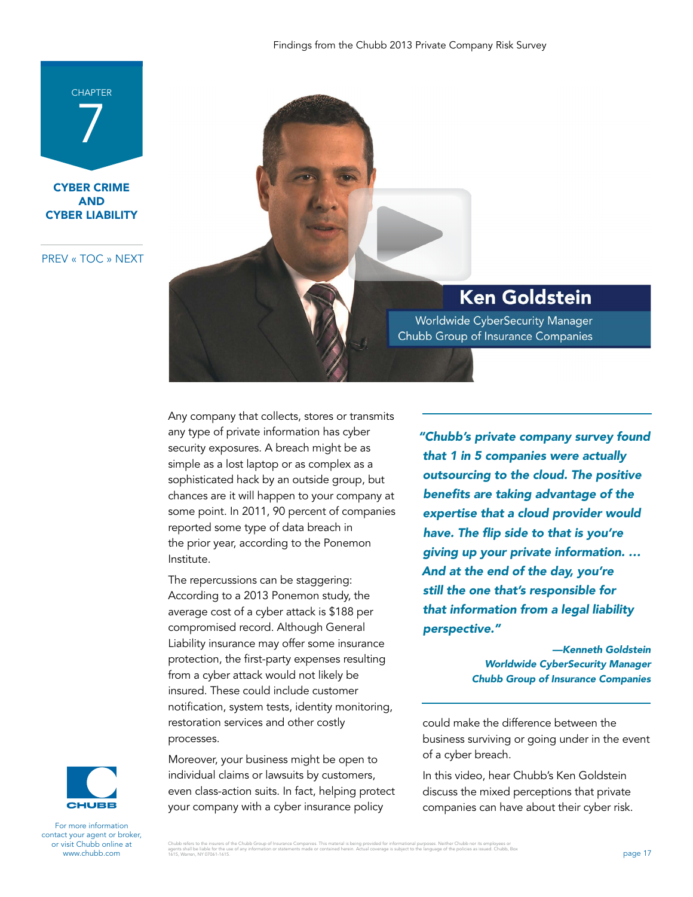CHAPTER 7

## CYBER CRIME AND CYBER LIABILITY

PREV « TOC » NEXT

Ken Goldstein
Worldwide CyberSecurity Manager
Chubb Group of Insurance Companies

Any company that collects, stores or transmits any type of private information has cyber security exposures. A breach might be as simple as a lost laptop or as complex as a sophisticated hack by an outside group, but chances are it will happen to your company at some point. In 2011, 90 percent of companies reported some type of data breach in the prior year, according to the Ponemon Institute.

The repercussions can be staggering: According to a 2013 Ponemon study, the average cost of a cyber attack is $188 per compromised record. Although General Liability insurance may offer some insurance protection, the first-party expenses resulting from a cyber attack would not likely be insured. These could include customer notification, system tests, identity monitoring, restoration services and other costly processes.

Moreover, your business might be open to individual claims or lawsuits by customers, even class-action suits. In fact, helping protect your company with a cyber insurance policy could make the difference between the business surviving or going under in the event of a cyber breach.

***"Chubb's private company survey found that 1 in 5 companies were actually outsourcing to the cloud. The positive benefits are taking advantage of the expertise that a cloud provider would have. The flip side to that is you're giving up your private information. … And at the end of the day, you're still the one that's responsible for that information from a legal liability perspective."***

***—Kenneth Goldstein***
***Worldwide CyberSecurity Manager***
***Chubb Group of Insurance Companies***

In this video, hear Chubb's Ken Goldstein discuss the mixed perceptions that private companies can have about their cyber risk.

For more information contact your agent or broker, or visit Chubb online at www.chubb.com

Chubb refers to the insurers of the Chubb Group of Insurance Companies. This material is being provided for informational purposes. Neither Chubb nor its employees or agents shall be liable for the use of any information or statements made or contained herein. Actual coverage is subject to the language of the policies as issued. Chubb, Box 1615, Warren, NJ 07061-1615.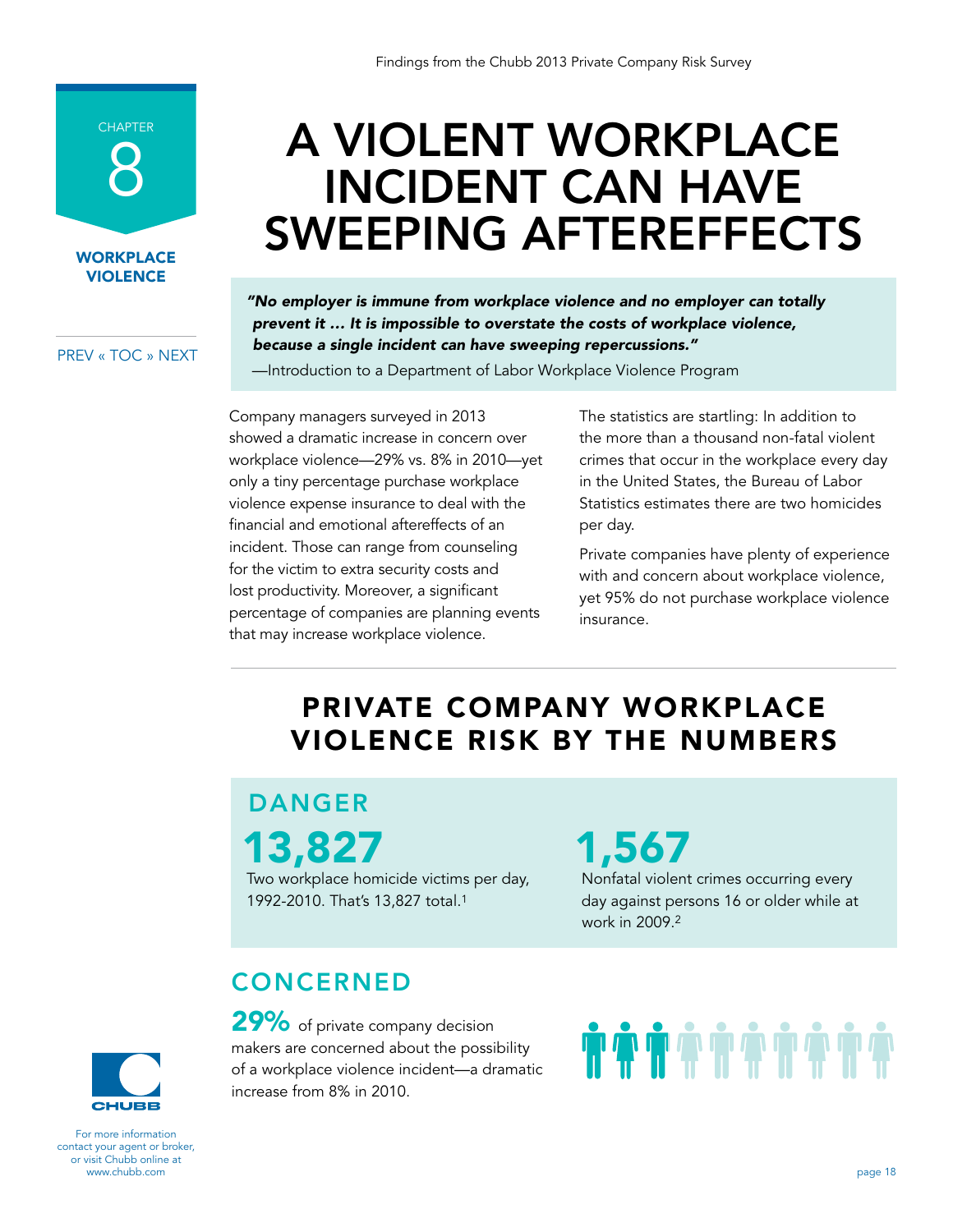CHAPTER 8

**WORKPLACE VIOLENCE**

PREV « TOC » NEXT

# A VIOLENT WORKPLACE INCIDENT CAN HAVE SWEEPING AFTEREFFECTS

***"No employer is immune from workplace violence and no employer can totally prevent it … It is impossible to overstate the costs of workplace violence, because a single incident can have sweeping repercussions."***

—Introduction to a Department of Labor Workplace Violence Program

Company managers surveyed in 2013 showed a dramatic increase in concern over workplace violence—29% vs. 8% in 2010—yet only a tiny percentage purchase workplace violence expense insurance to deal with the financial and emotional aftereffects of an incident. Those can range from counseling for the victim to extra security costs and lost productivity. Moreover, a significant percentage of companies are planning events that may increase workplace violence.

The statistics are startling: In addition to the more than a thousand non-fatal violent crimes that occur in the workplace every day in the United States, the Bureau of Labor Statistics estimates there are two homicides per day.

Private companies have plenty of experience with and concern about workplace violence, yet 95% do not purchase workplace violence insurance.

## PRIVATE COMPANY WORKPLACE VIOLENCE RISK BY THE NUMBERS

### DANGER

**13,827**

Two workplace homicide victims per day, 1992-2010. That's 13,827 total.[1]

**1,567**

Nonfatal violent crimes occurring every day against persons 16 or older while at work in 2009.[2]

### CONCERNED

**29%** of private company decision makers are concerned about the possibility of a workplace violence incident—a dramatic increase from 8% in 2010.

For more information contact your agent or broker, or visit Chubb online at www.chubb.com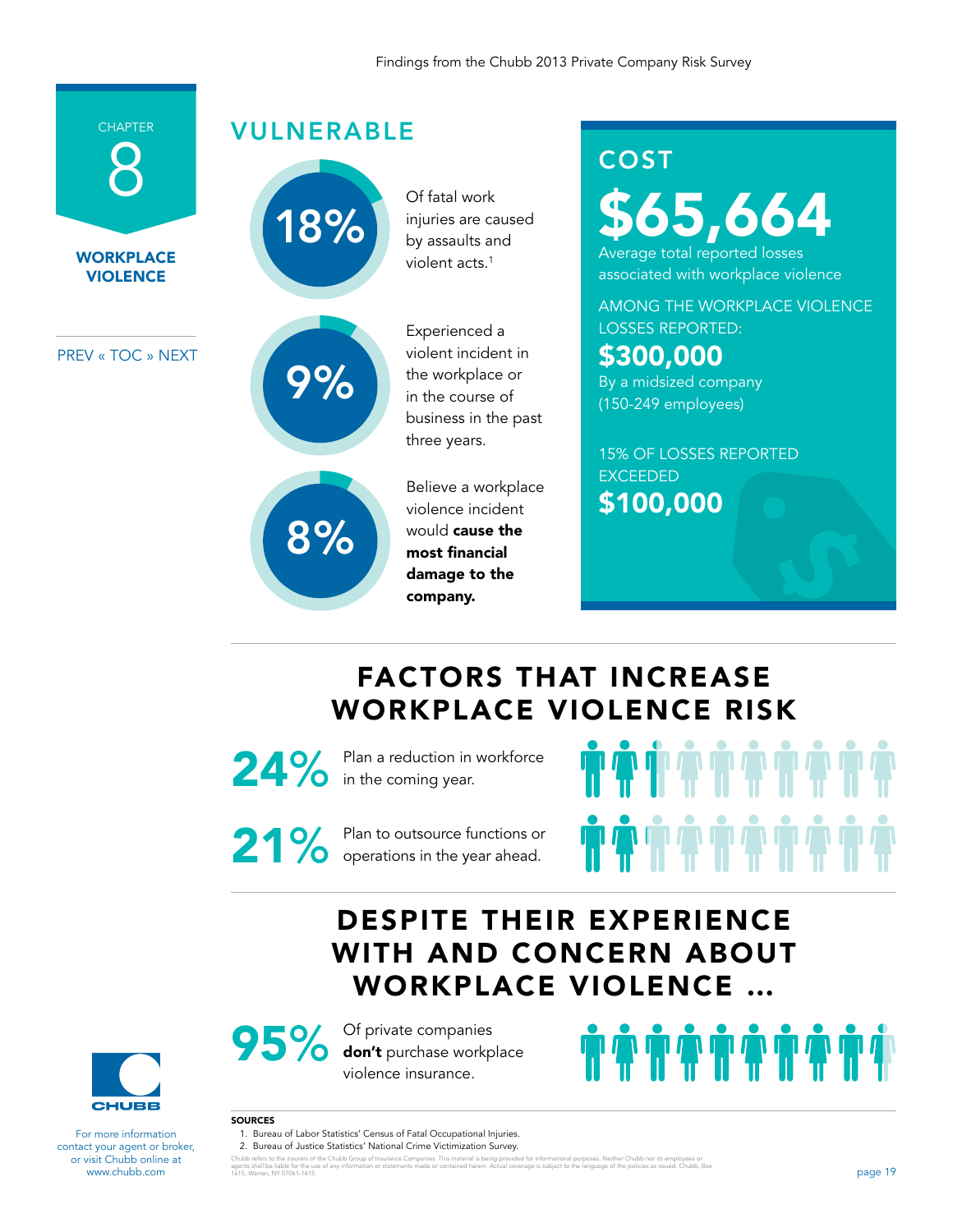CHAPTER 8

**WORKPLACE VIOLENCE**

PREV « TOC » NEXT

## VULNERABLE

18%

Of fatal work injuries are caused by assaults and violent acts.[1]

9%

Experienced a violent incident in the workplace or in the course of business in the past three years.

8%

Believe a workplace violence incident would **cause the most financial damage to the company.**

## COST

**$65,664**

Average total reported losses associated with workplace violence

AMONG THE WORKPLACE VIOLENCE LOSSES REPORTED:

**$300,000**

By a midsized company (150-249 employees)

15% OF LOSSES REPORTED EXCEEDED

**$100,000**

## FACTORS THAT INCREASE WORKPLACE VIOLENCE RISK

**24%** Plan a reduction in workforce in the coming year.

**21%** Plan to outsource functions or operations in the year ahead.

## DESPITE THEIR EXPERIENCE WITH AND CONCERN ABOUT WORKPLACE VIOLENCE ...

**95%** Of private companies **don't** purchase workplace violence insurance.

**SOURCES**

1. Bureau of Labor Statistics' Census of Fatal Occupational Injuries.
2. Bureau of Justice Statistics' National Crime Victimization Survey.

Chubb refers to the insurers of the Chubb Group of Insurance Companies. This material is being provided for informational purposes. Neither Chubb nor its employees or agents shall be liable for the use of any information or statements made or contained herein. Actual coverage is subject to the language of the policies as issued. Chubb, Box 1615, Warren, NJ 07061-1615.

CHUBB

For more information contact your agent or broker, or visit Chubb online at www.chubb.com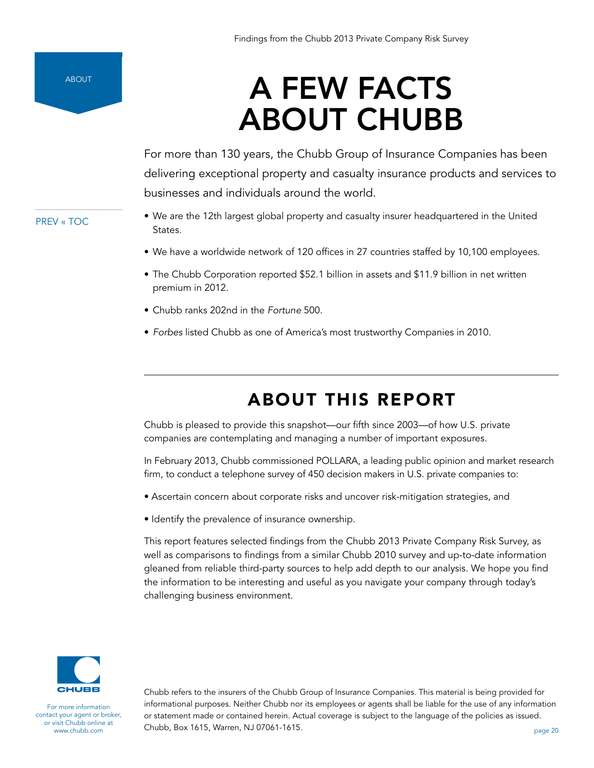ABOUT

# A FEW FACTS ABOUT CHUBB

For more than 130 years, the Chubb Group of Insurance Companies has been delivering exceptional property and casualty insurance products and services to businesses and individuals around the world.

PREV « TOC

- We are the 12th largest global property and casualty insurer headquartered in the United States.
- We have a worldwide network of 120 offices in 27 countries staffed by 10,100 employees.
- The Chubb Corporation reported $52.1 billion in assets and $11.9 billion in net written premium in 2012.
- Chubb ranks 202nd in the *Fortune* 500.
- *Forbes* listed Chubb as one of America's most trustworthy Companies in 2010.

## ABOUT THIS REPORT

Chubb is pleased to provide this snapshot—our fifth since 2003—of how U.S. private companies are contemplating and managing a number of important exposures.

In February 2013, Chubb commissioned POLLARA, a leading public opinion and market research firm, to conduct a telephone survey of 450 decision makers in U.S. private companies to:

- Ascertain concern about corporate risks and uncover risk-mitigation strategies, and
- Identify the prevalence of insurance ownership.

This report features selected findings from the Chubb 2013 Private Company Risk Survey, as well as comparisons to findings from a similar Chubb 2010 survey and up-to-date information gleaned from reliable third-party sources to help add depth to our analysis. We hope you find the information to be interesting and useful as you navigate your company through today's challenging business environment.

CHUBB

For more information contact your agent or broker, or visit Chubb online at www.chubb.com

Chubb refers to the insurers of the Chubb Group of Insurance Companies. This material is being provided for informational purposes. Neither Chubb nor its employees or agents shall be liable for the use of any information or statement made or contained herein. Actual coverage is subject to the language of the policies as issued. Chubb, Box 1615, Warren, NJ 07061-1615.